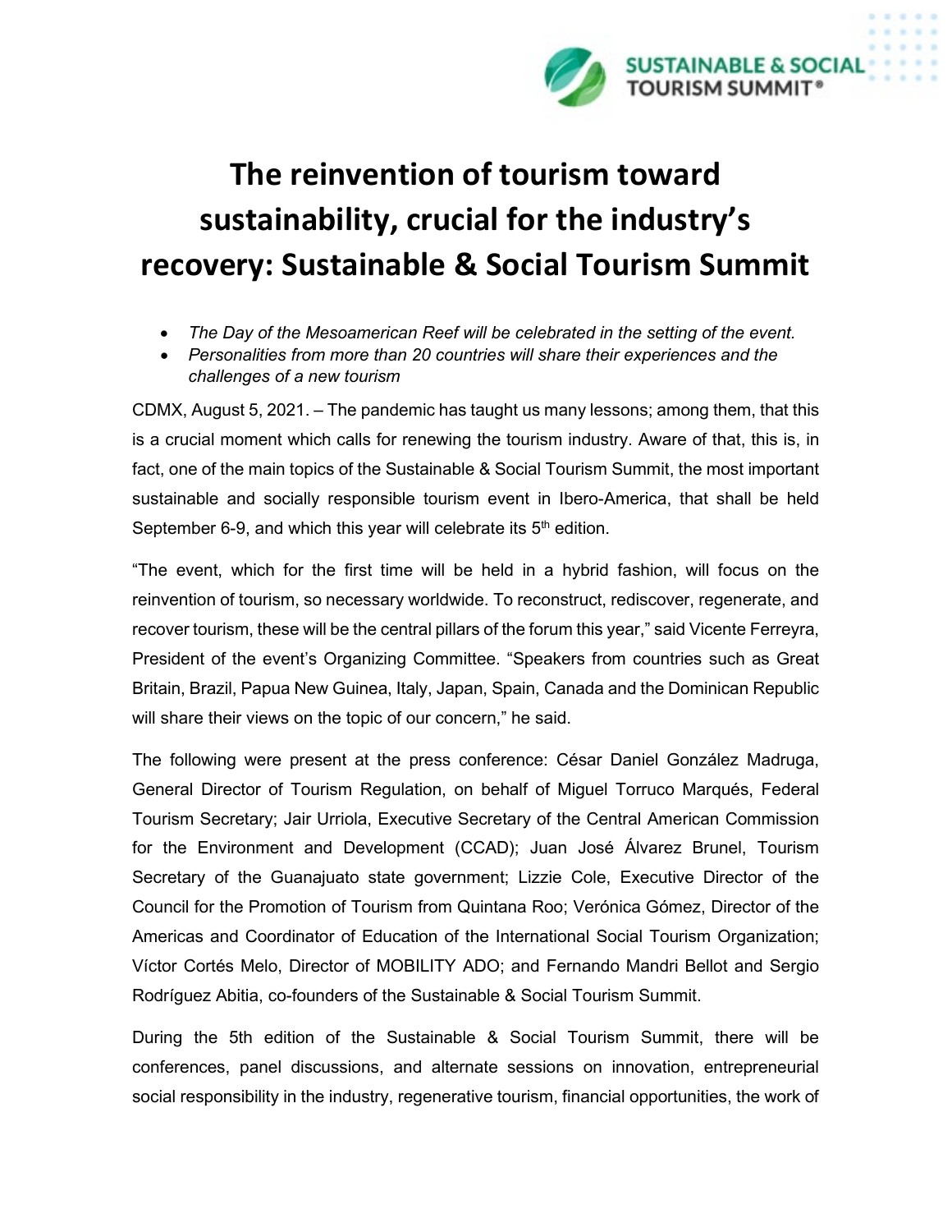# The reinvention of tourism toward sustainability, crucial for the industry's recovery: Sustainable & Social Tourism Summit

- *The Day of the Mesoamerican Reef will be celebrated in the setting of the event.*
- *Personalities from more than 20 countries will share their experiences and the challenges of a new tourism*

CDMX, August 5, 2021. – The pandemic has taught us many lessons; among them, that this is a crucial moment which calls for renewing the tourism industry. Aware of that, this is, in fact, one of the main topics of the Sustainable & Social Tourism Summit, the most important sustainable and socially responsible tourism event in Ibero-America, that shall be held September 6-9, and which this year will celebrate its 5th edition.

"The event, which for the first time will be held in a hybrid fashion, will focus on the reinvention of tourism, so necessary worldwide. To reconstruct, rediscover, regenerate, and recover tourism, these will be the central pillars of the forum this year," said Vicente Ferreyra, President of the event's Organizing Committee. "Speakers from countries such as Great Britain, Brazil, Papua New Guinea, Italy, Japan, Spain, Canada and the Dominican Republic will share their views on the topic of our concern," he said.

The following were present at the press conference: César Daniel González Madruga, General Director of Tourism Regulation, on behalf of Miguel Torruco Marqués, Federal Tourism Secretary; Jair Urriola, Executive Secretary of the Central American Commission for the Environment and Development (CCAD); Juan José Álvarez Brunel, Tourism Secretary of the Guanajuato state government; Lizzie Cole, Executive Director of the Council for the Promotion of Tourism from Quintana Roo; Verónica Gómez, Director of the Americas and Coordinator of Education of the International Social Tourism Organization; Víctor Cortés Melo, Director of MOBILITY ADO; and Fernando Mandri Bellot and Sergio Rodríguez Abitia, co-founders of the Sustainable & Social Tourism Summit.

During the 5th edition of the Sustainable & Social Tourism Summit, there will be conferences, panel discussions, and alternate sessions on innovation, entrepreneurial social responsibility in the industry, regenerative tourism, financial opportunities, the work of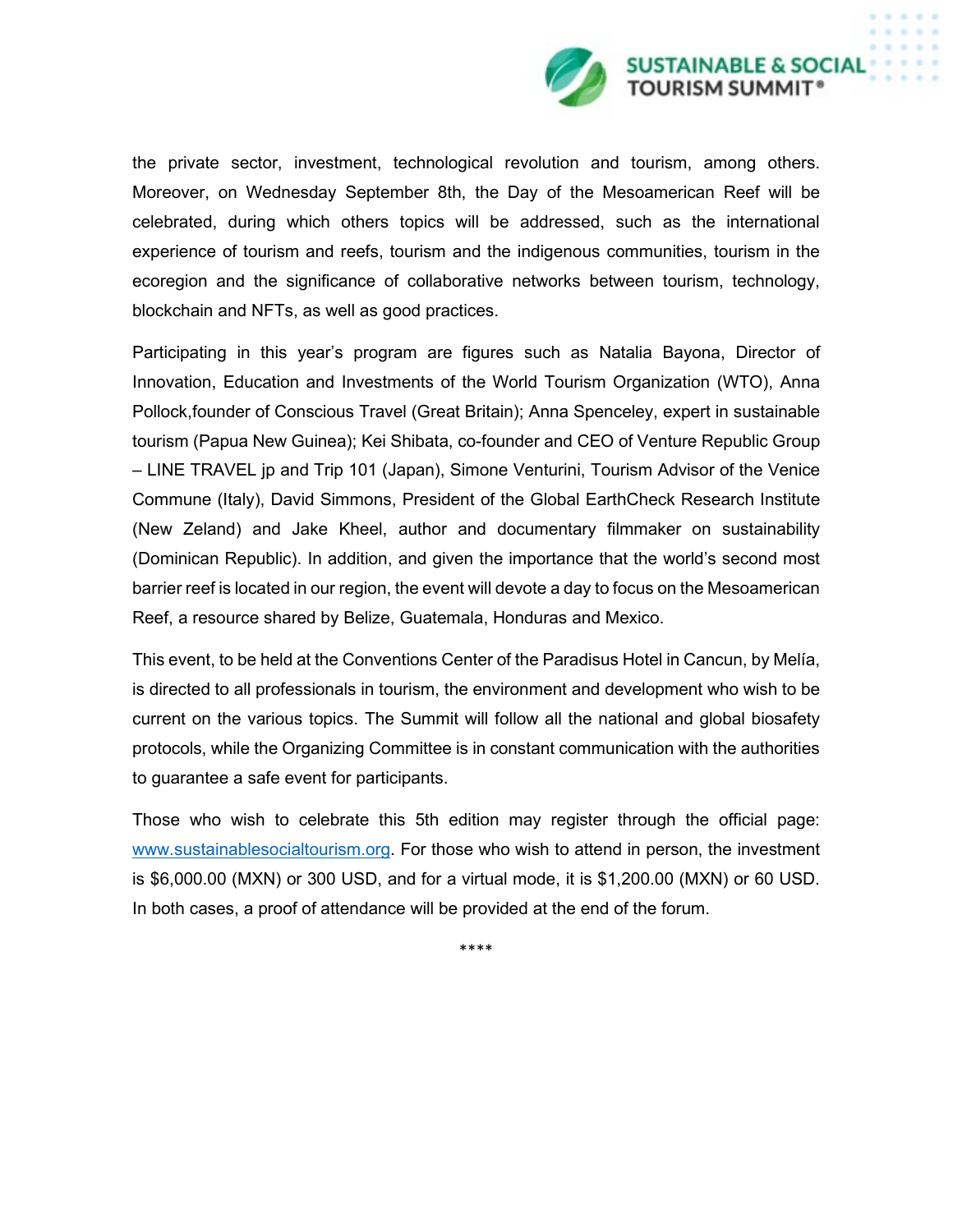the private sector, investment, technological revolution and tourism, among others. Moreover, on Wednesday September 8th, the Day of the Mesoamerican Reef will be celebrated, during which others topics will be addressed, such as the international experience of tourism and reefs, tourism and the indigenous communities, tourism in the ecoregion and the significance of collaborative networks between tourism, technology, blockchain and NFTs, as well as good practices.

Participating in this year's program are figures such as Natalia Bayona, Director of Innovation, Education and Investments of the World Tourism Organization (WTO), Anna Pollock,founder of Conscious Travel (Great Britain); Anna Spenceley, expert in sustainable tourism (Papua New Guinea); Kei Shibata, co-founder and CEO of Venture Republic Group – LINE TRAVEL jp and Trip 101 (Japan), Simone Venturini, Tourism Advisor of the Venice Commune (Italy), David Simmons, President of the Global EarthCheck Research Institute (New Zeland) and Jake Kheel, author and documentary filmmaker on sustainability (Dominican Republic). In addition, and given the importance that the world's second most barrier reef is located in our region, the event will devote a day to focus on the Mesoamerican Reef, a resource shared by Belize, Guatemala, Honduras and Mexico.

This event, to be held at the Conventions Center of the Paradisus Hotel in Cancun, by Melía, is directed to all professionals in tourism, the environment and development who wish to be current on the various topics. The Summit will follow all the national and global biosafety protocols, while the Organizing Committee is in constant communication with the authorities to guarantee a safe event for participants.

Those who wish to celebrate this 5th edition may register through the official page: www.sustainablesocialtourism.org. For those who wish to attend in person, the investment is $6,000.00 (MXN) or 300 USD, and for a virtual mode, it is $1,200.00 (MXN) or 60 USD. In both cases, a proof of attendance will be provided at the end of the forum.

****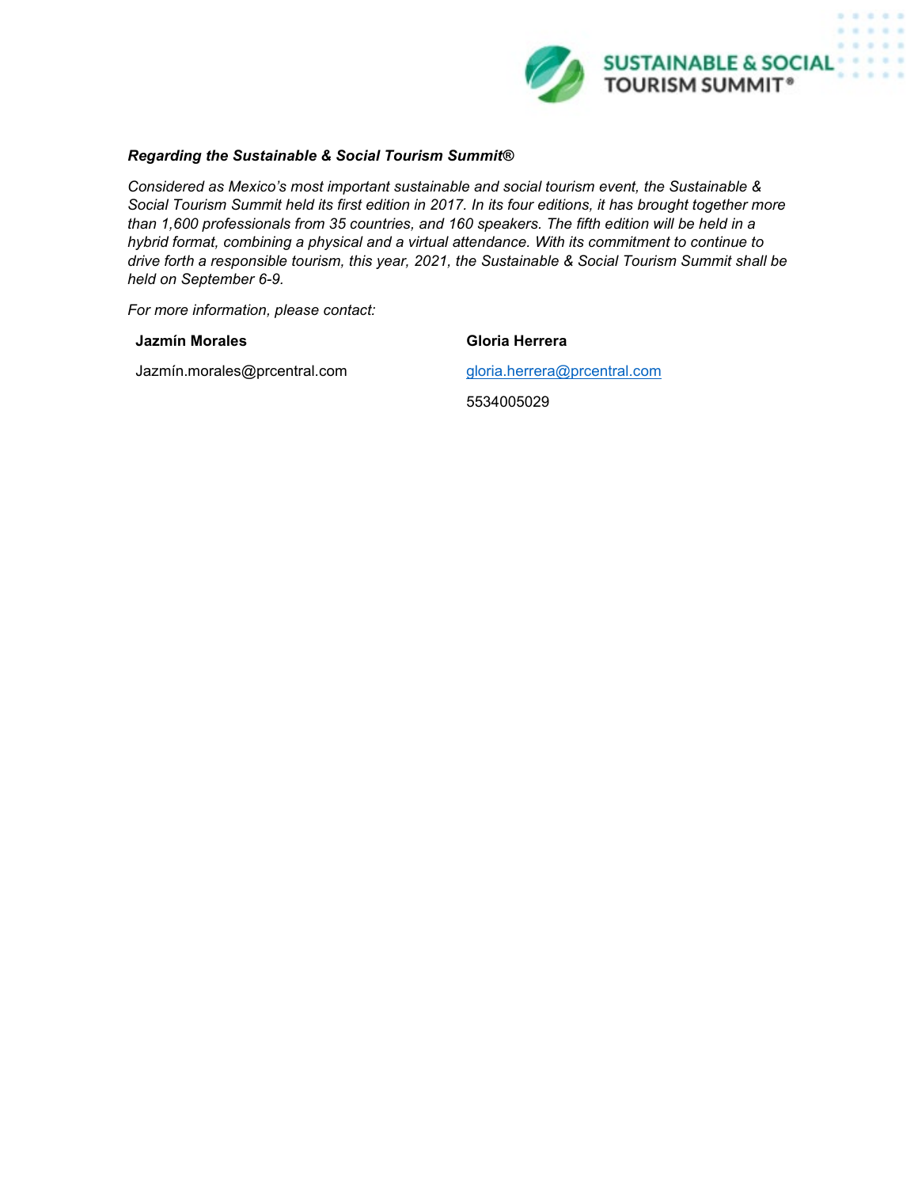***Regarding the Sustainable & Social Tourism Summit®***

*Considered as Mexico's most important sustainable and social tourism event, the Sustainable & Social Tourism Summit held its first edition in 2017. In its four editions, it has brought together more than 1,600 professionals from 35 countries, and 160 speakers. The fifth edition will be held in a hybrid format, combining a physical and a virtual attendance. With its commitment to continue to drive forth a responsible tourism, this year, 2021, the Sustainable & Social Tourism Summit shall be held on September 6-9.*

*For more information, please contact:*

**Jazmín Morales**

Jazmín.morales@prcentral.com

**Gloria Herrera**

gloria.herrera@prcentral.com

5534005029